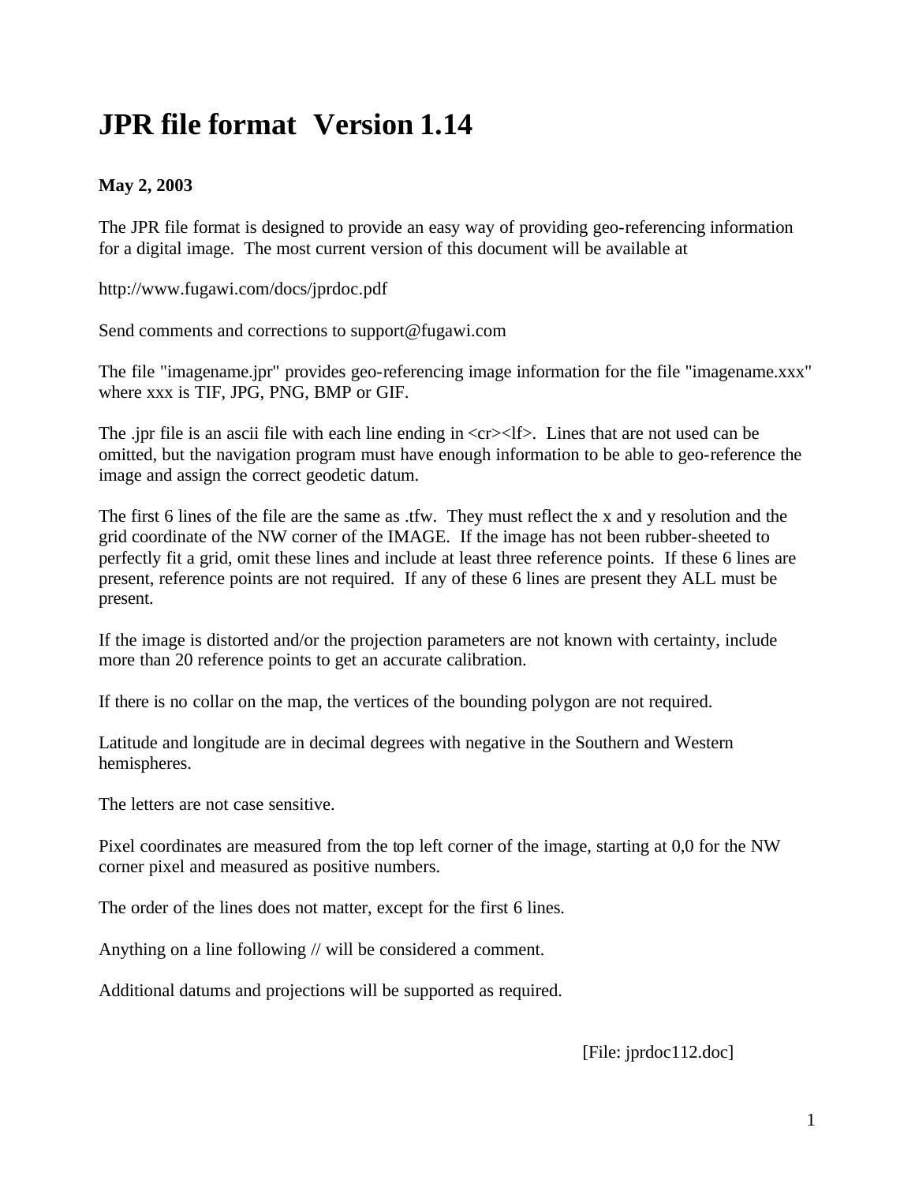# JPR file format Version 1.14

**May 2, 2003**

The JPR file format is designed to provide an easy way of providing geo-referencing information for a digital image. The most current version of this document will be available at

http://www.fugawi.com/docs/jprdoc.pdf

Send comments and corrections to support@fugawi.com

The file "imagename.jpr" provides geo-referencing image information for the file "imagename.xxx" where xxx is TIF, JPG, PNG, BMP or GIF.

The .jpr file is an ascii file with each line ending in <cr><lf>. Lines that are not used can be omitted, but the navigation program must have enough information to be able to geo-reference the image and assign the correct geodetic datum.

The first 6 lines of the file are the same as .tfw. They must reflect the x and y resolution and the grid coordinate of the NW corner of the IMAGE. If the image has not been rubber-sheeted to perfectly fit a grid, omit these lines and include at least three reference points. If these 6 lines are present, reference points are not required. If any of these 6 lines are present they ALL must be present.

If the image is distorted and/or the projection parameters are not known with certainty, include more than 20 reference points to get an accurate calibration.

If there is no collar on the map, the vertices of the bounding polygon are not required.

Latitude and longitude are in decimal degrees with negative in the Southern and Western hemispheres.

The letters are not case sensitive.

Pixel coordinates are measured from the top left corner of the image, starting at 0,0 for the NW corner pixel and measured as positive numbers.

The order of the lines does not matter, except for the first 6 lines.

Anything on a line following // will be considered a comment.

Additional datums and projections will be supported as required.

[File: jprdoc112.doc]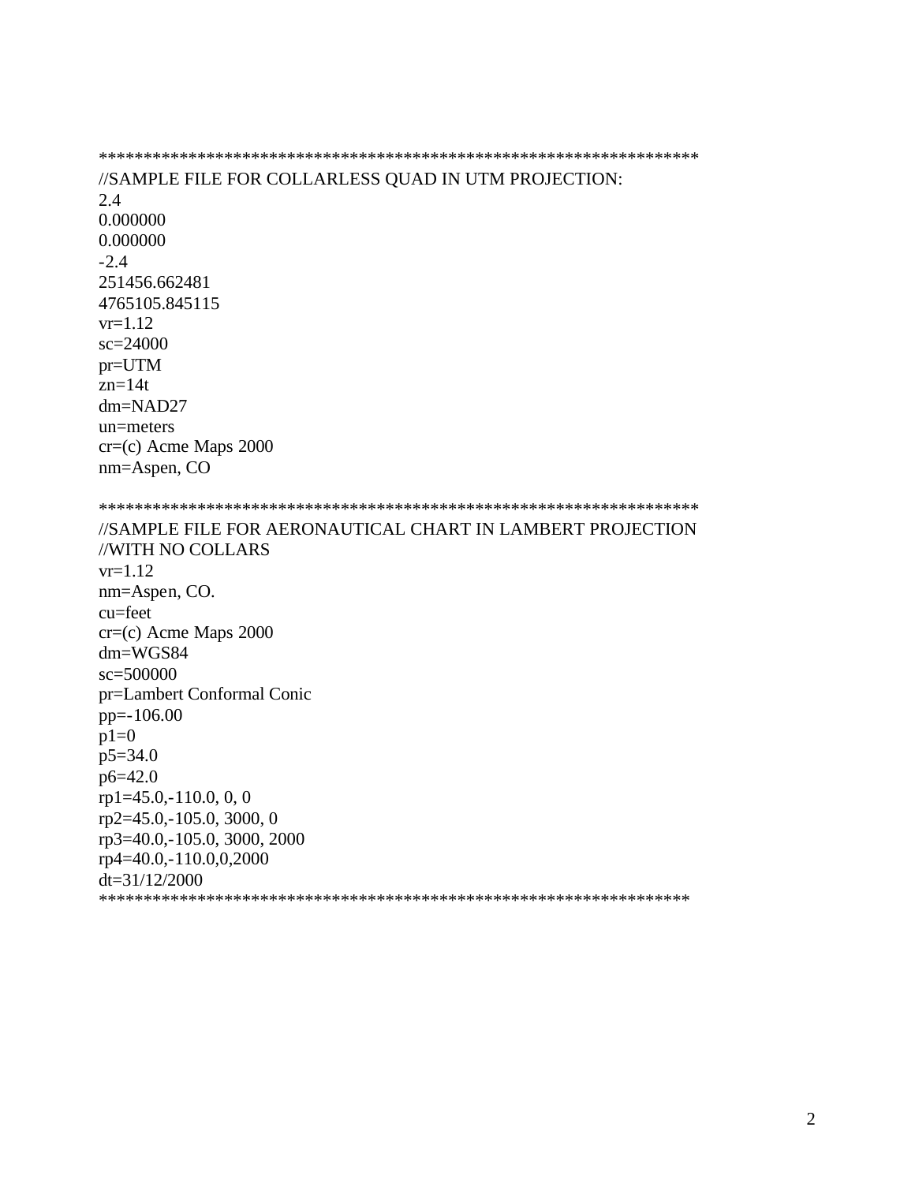```
*********************************************************************
//SAMPLE FILE FOR COLLARLESS QUAD IN UTM PROJECTION:
2.4
0.000000
0.000000
-2.4
251456.662481
4765105.845115
vr=1.12
sc=24000
pr=UTM
zn=14t
dm=NAD27
un=meters
cr=(c) Acme Maps 2000
nm=Aspen, CO

*********************************************************************
//SAMPLE FILE FOR AERONAUTICAL CHART IN LAMBERT PROJECTION
//WITH NO COLLARS
vr=1.12
nm=Aspen, CO.
cu=feet
cr=(c) Acme Maps 2000
dm=WGS84
sc=500000
pr=Lambert Conformal Conic
pp=-106.00
p1=0
p5=34.0
p6=42.0
rp1=45.0,-110.0, 0, 0
rp2=45.0,-105.0, 3000, 0
rp3=40.0,-105.0, 3000, 2000
rp4=40.0,-110.0,0,2000
dt=31/12/2000
*********************************************************************
```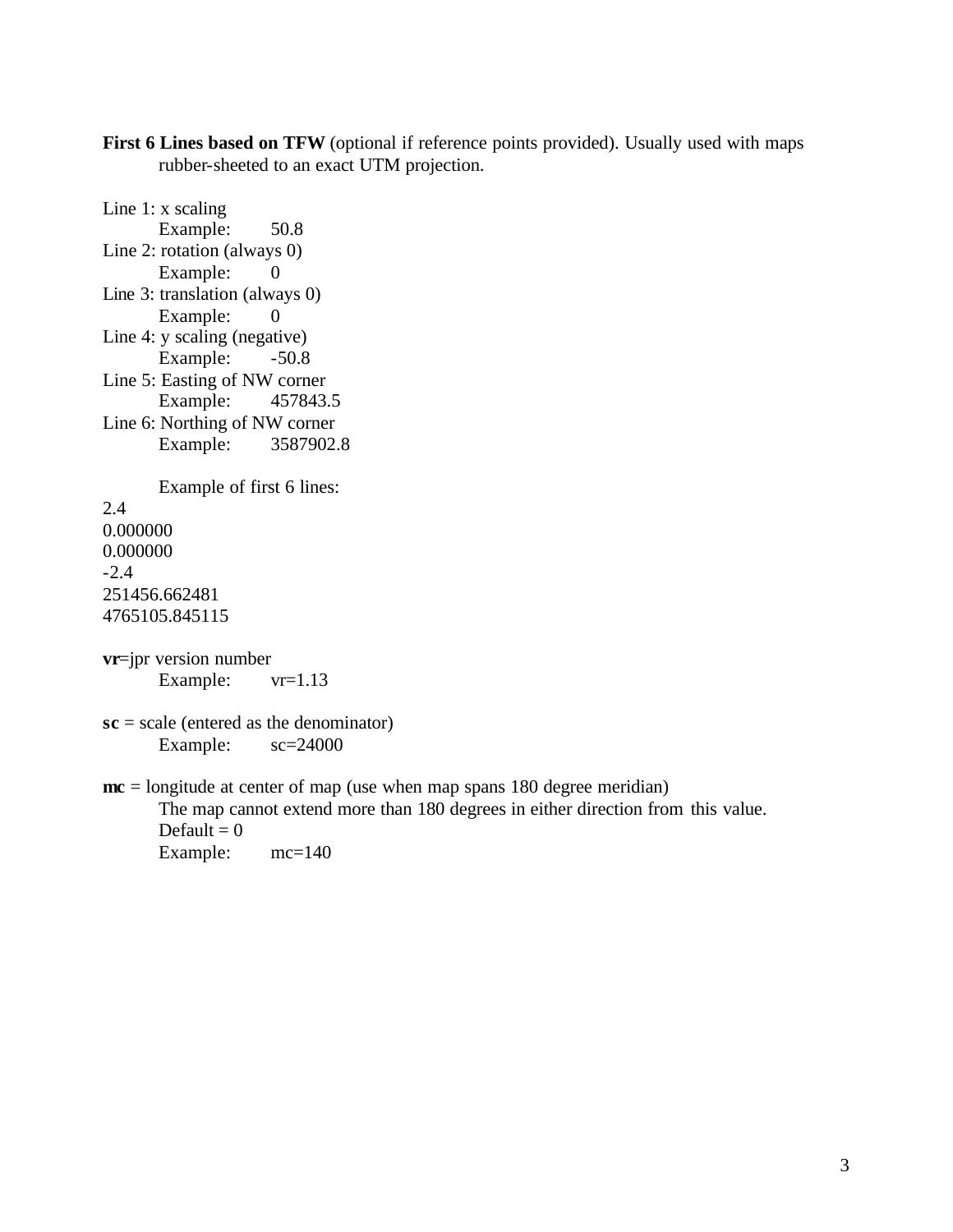**First 6 Lines based on TFW** (optional if reference points provided). Usually used with maps rubber-sheeted to an exact UTM projection.

Line 1: x scaling
  Example: 50.8
Line 2: rotation (always 0)
  Example: 0
Line 3: translation (always 0)
  Example: 0
Line 4: y scaling (negative)
  Example: -50.8
Line 5: Easting of NW corner
  Example: 457843.5
Line 6: Northing of NW corner
  Example: 3587902.8

  Example of first 6 lines:

```
2.4
0.000000
0.000000
-2.4
251456.662481
4765105.845115
```

**vr**=jpr version number
  Example: vr=1.13

**sc** = scale (entered as the denominator)
  Example: sc=24000

**mc** = longitude at center of map (use when map spans 180 degree meridian)
  The map cannot extend more than 180 degrees in either direction from this value.
  Default = 0
  Example: mc=140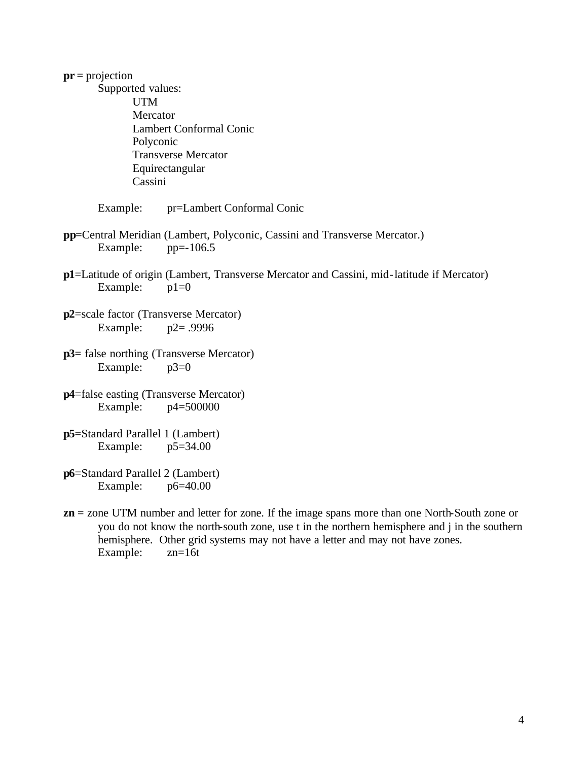**pr** = projection

Supported values:

- UTM
- Mercator
- Lambert Conformal Conic
- Polyconic
- Transverse Mercator
- Equirectangular
- Cassini

Example: pr=Lambert Conformal Conic

**pp**=Central Meridian (Lambert, Polyconic, Cassini and Transverse Mercator.)

Example: pp=-106.5

**p1**=Latitude of origin (Lambert, Transverse Mercator and Cassini, mid-latitude if Mercator)

Example: p1=0

**p2**=scale factor (Transverse Mercator)

Example: p2= .9996

**p3**= false northing (Transverse Mercator)

Example: p3=0

**p4**=false easting (Transverse Mercator)

Example: p4=500000

**p5**=Standard Parallel 1 (Lambert)

Example: p5=34.00

**p6**=Standard Parallel 2 (Lambert)

Example: p6=40.00

**zn** = zone UTM number and letter for zone. If the image spans more than one North-South zone or you do not know the north-south zone, use t in the northern hemisphere and j in the southern hemisphere. Other grid systems may not have a letter and may not have zones.

Example: zn=16t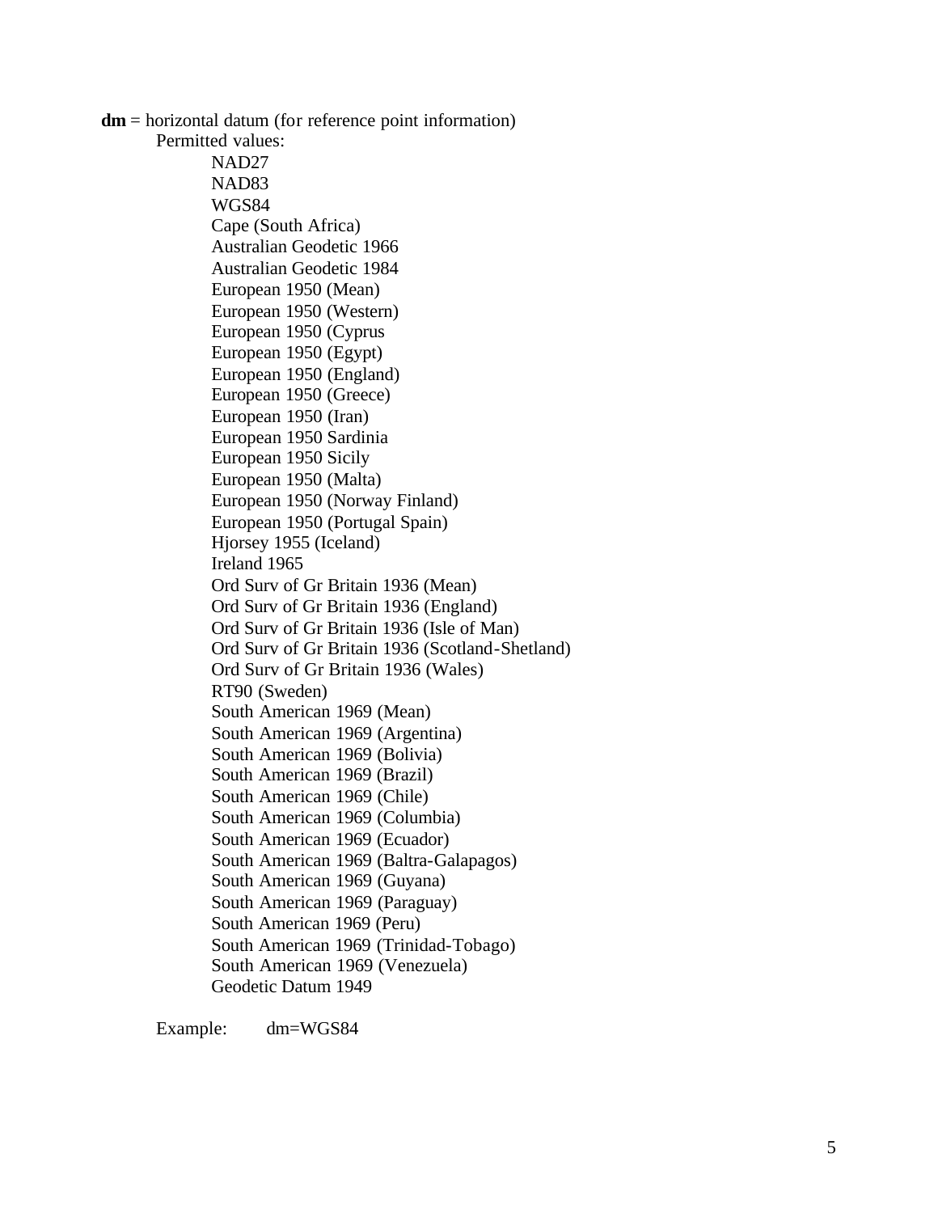**dm** = horizontal datum (for reference point information)

Permitted values:

- NAD27
- NAD83
- WGS84
- Cape (South Africa)
- Australian Geodetic 1966
- Australian Geodetic 1984
- European 1950 (Mean)
- European 1950 (Western)
- European 1950 (Cyprus
- European 1950 (Egypt)
- European 1950 (England)
- European 1950 (Greece)
- European 1950 (Iran)
- European 1950 Sardinia
- European 1950 Sicily
- European 1950 (Malta)
- European 1950 (Norway Finland)
- European 1950 (Portugal Spain)
- Hjorsey 1955 (Iceland)
- Ireland 1965
- Ord Surv of Gr Britain 1936 (Mean)
- Ord Surv of Gr Britain 1936 (England)
- Ord Surv of Gr Britain 1936 (Isle of Man)
- Ord Surv of Gr Britain 1936 (Scotland-Shetland)
- Ord Surv of Gr Britain 1936 (Wales)
- RT90 (Sweden)
- South American 1969 (Mean)
- South American 1969 (Argentina)
- South American 1969 (Bolivia)
- South American 1969 (Brazil)
- South American 1969 (Chile)
- South American 1969 (Columbia)
- South American 1969 (Ecuador)
- South American 1969 (Baltra-Galapagos)
- South American 1969 (Guyana)
- South American 1969 (Paraguay)
- South American 1969 (Peru)
- South American 1969 (Trinidad-Tobago)
- South American 1969 (Venezuela)
- Geodetic Datum 1949

Example: dm=WGS84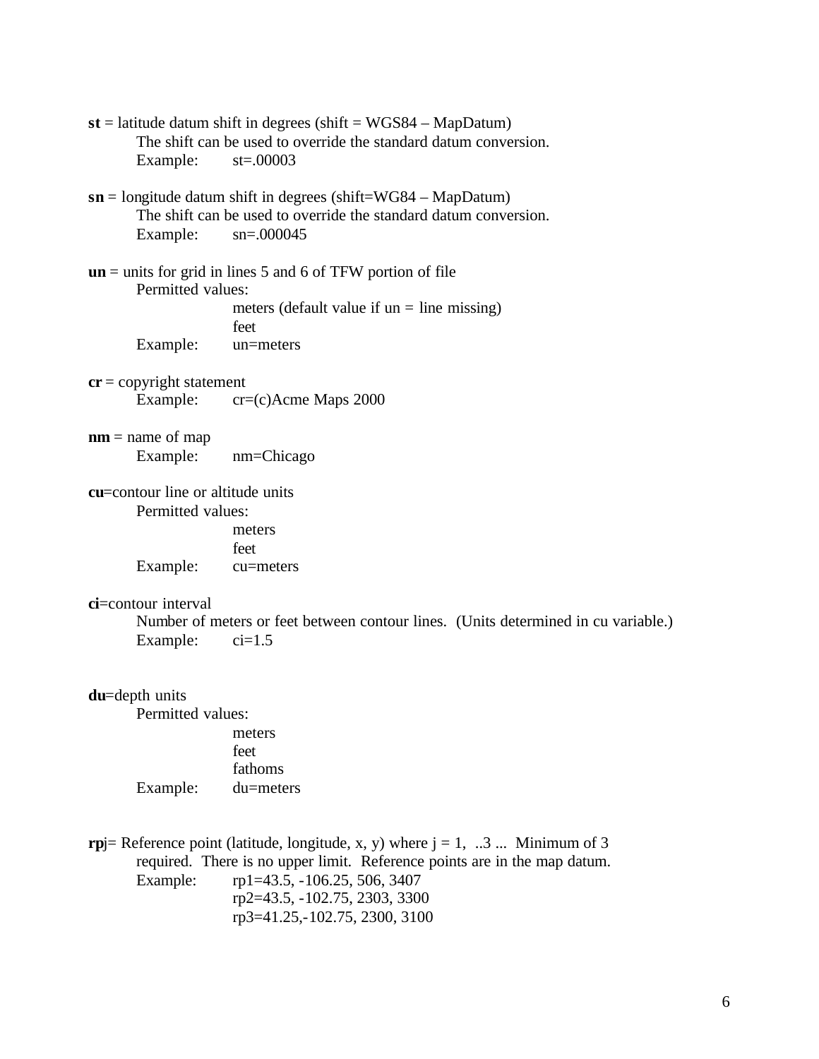**st** = latitude datum shift in degrees (shift = WGS84 – MapDatum)
The shift can be used to override the standard datum conversion.
Example: st=.00003

**sn** = longitude datum shift in degrees (shift=WG84 – MapDatum)
The shift can be used to override the standard datum conversion.
Example: sn=.000045

**un** = units for grid in lines 5 and 6 of TFW portion of file
Permitted values:
meters (default value if un = line missing)
feet
Example: un=meters

**cr** = copyright statement
Example: cr=(c)Acme Maps 2000

**nm** = name of map
Example: nm=Chicago

**cu**=contour line or altitude units
Permitted values:
meters
feet
Example: cu=meters

**ci**=contour interval
Number of meters or feet between contour lines. (Units determined in cu variable.)
Example: ci=1.5

**du**=depth units
Permitted values:
meters
feet
fathoms
Example: du=meters

**rp**j= Reference point (latitude, longitude, x, y) where j = 1, ..3 ... Minimum of 3 required. There is no upper limit. Reference points are in the map datum.
Example: rp1=43.5, -106.25, 506, 3407
rp2=43.5, -102.75, 2303, 3300
rp3=41.25,-102.75, 2300, 3100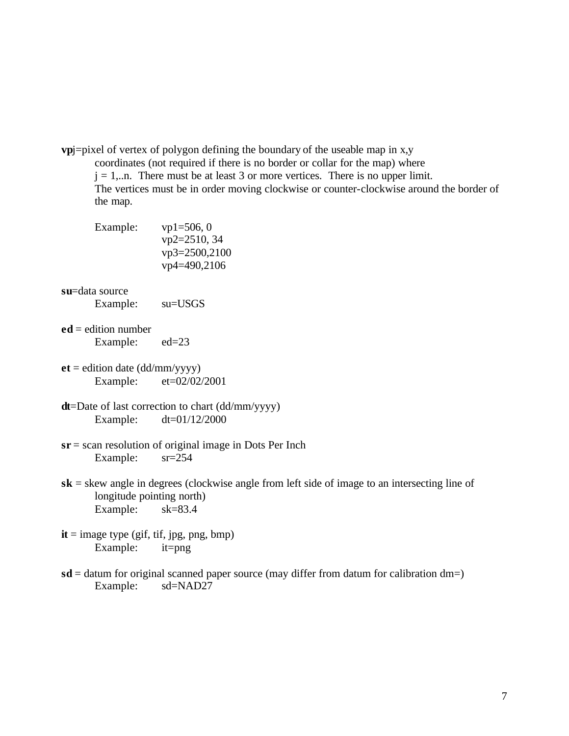**vp**j=pixel of vertex of polygon defining the boundary of the useable map in x,y coordinates (not required if there is no border or collar for the map) where j = 1,..n. There must be at least 3 or more vertices. There is no upper limit. The vertices must be in order moving clockwise or counter-clockwise around the border of the map.

Example:
```
vp1=506, 0
vp2=2510, 34
vp3=2500,2100
vp4=490,2106
```

**su**=data source
Example: su=USGS

**ed** = edition number
Example: ed=23

**et** = edition date (dd/mm/yyyy)
Example: et=02/02/2001

**dt**=Date of last correction to chart (dd/mm/yyyy)
Example: dt=01/12/2000

**sr** = scan resolution of original image in Dots Per Inch
Example: sr=254

**sk** = skew angle in degrees (clockwise angle from left side of image to an intersecting line of longitude pointing north)
Example: sk=83.4

**it** = image type (gif, tif, jpg, png, bmp)
Example: it=png

**sd** = datum for original scanned paper source (may differ from datum for calibration dm=)
Example: sd=NAD27